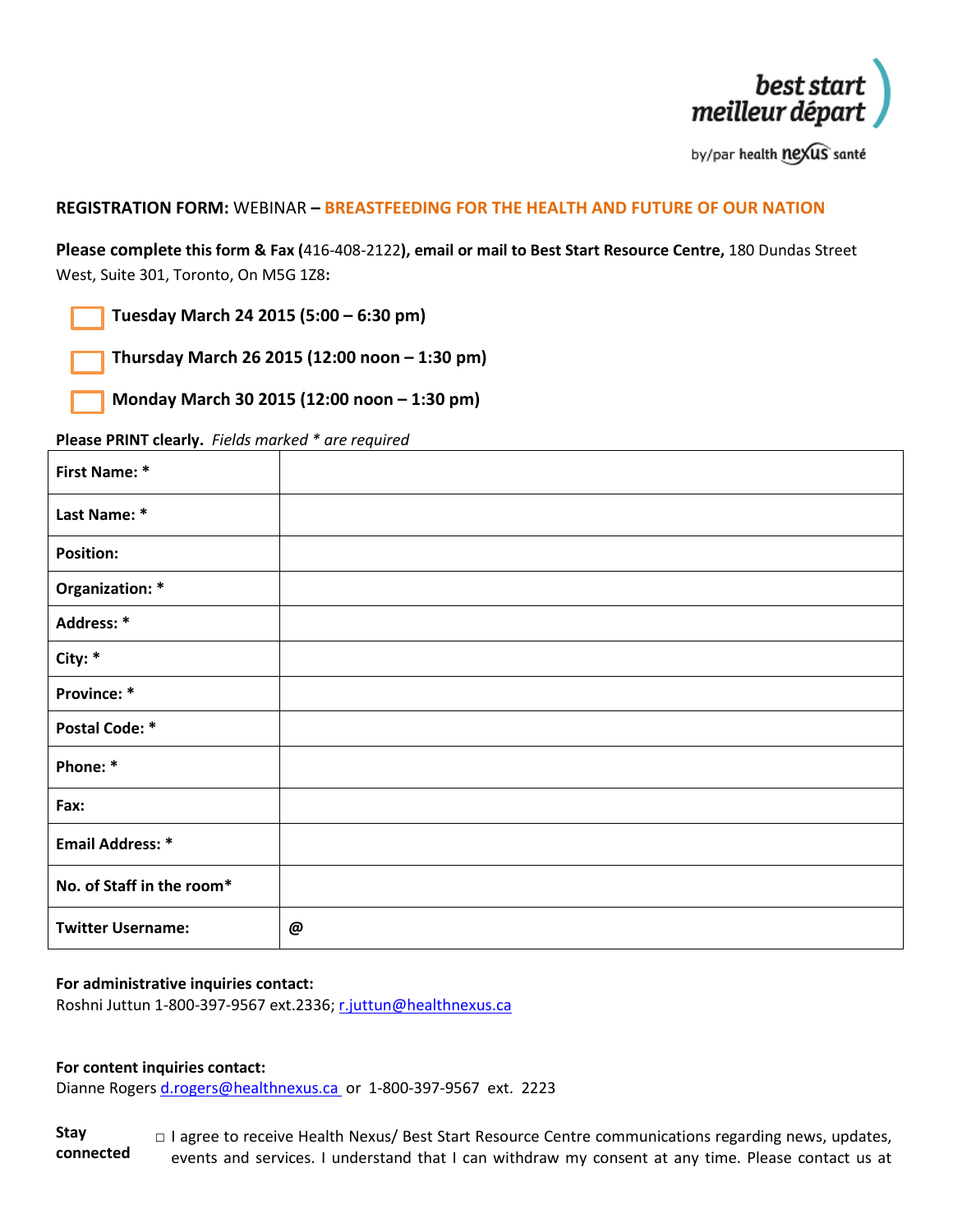best start
meilleur départ
by/par health nexus santé

**REGISTRATION FORM:** WEBINAR – **BREASTFEEDING FOR THE HEALTH AND FUTURE OF OUR NATION**

**Please complete this form & Fax (**416-408-2122**), email or mail to Best Start Resource Centre,** 180 Dundas Street West, Suite 301, Toronto, On M5G 1Z8**:**

- ☐ **Tuesday March 24 2015 (5:00 – 6:30 pm)**
- ☐ **Thursday March 26 2015 (12:00 noon – 1:30 pm)**
- ☐ **Monday March 30 2015 (12:00 noon – 1:30 pm)**

**Please PRINT clearly.** *Fields marked * are required*

| | |
|---|---|
| **First Name: *** | |
| **Last Name: *** | |
| **Position:** | |
| **Organization: *** | |
| **Address: *** | |
| **City: *** | |
| **Province: *** | |
| **Postal Code: *** | |
| **Phone: *** | |
| **Fax:** | |
| **Email Address: *** | |
| **No. of Staff in the room*** | |
| **Twitter Username:** | **@** |

**For administrative inquiries contact:**
Roshni Juttun 1-800-397-9567 ext.2336; r.juttun@healthnexus.ca

**For content inquiries contact:**
Dianne Rogers d.rogers@healthnexus.ca or 1-800-397-9567 ext. 2223

**Stay connected**

□ I agree to receive Health Nexus/ Best Start Resource Centre communications regarding news, updates, events and services. I understand that I can withdraw my consent at any time. Please contact us at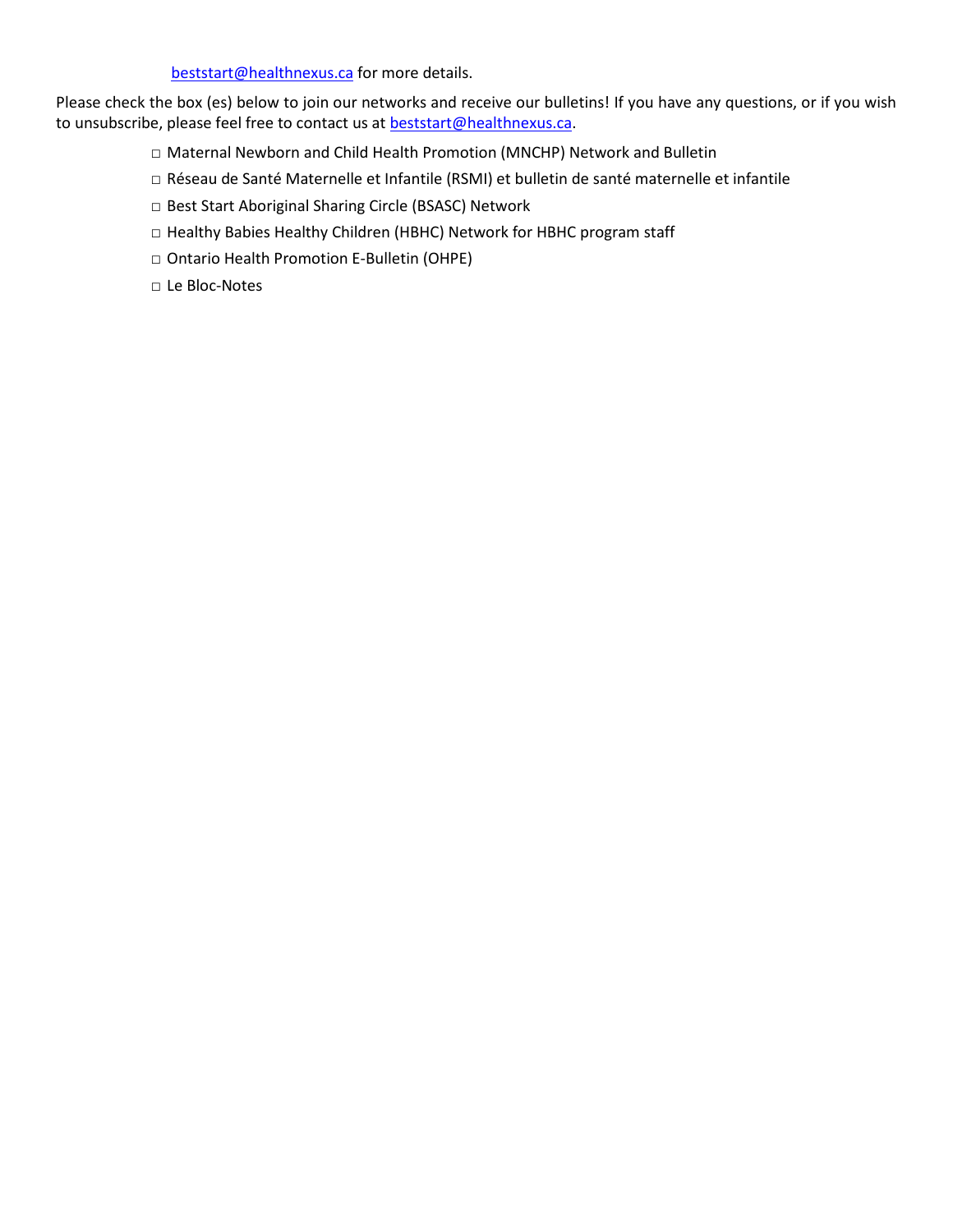beststart@healthnexus.ca for more details.

Please check the box (es) below to join our networks and receive our bulletins! If you have any questions, or if you wish to unsubscribe, please feel free to contact us at beststart@healthnexus.ca.

□ Maternal Newborn and Child Health Promotion (MNCHP) Network and Bulletin

□ Réseau de Santé Maternelle et Infantile (RSMI) et bulletin de santé maternelle et infantile

□ Best Start Aboriginal Sharing Circle (BSASC) Network

□ Healthy Babies Healthy Children (HBHC) Network for HBHC program staff

□ Ontario Health Promotion E-Bulletin (OHPE)

□ Le Bloc-Notes